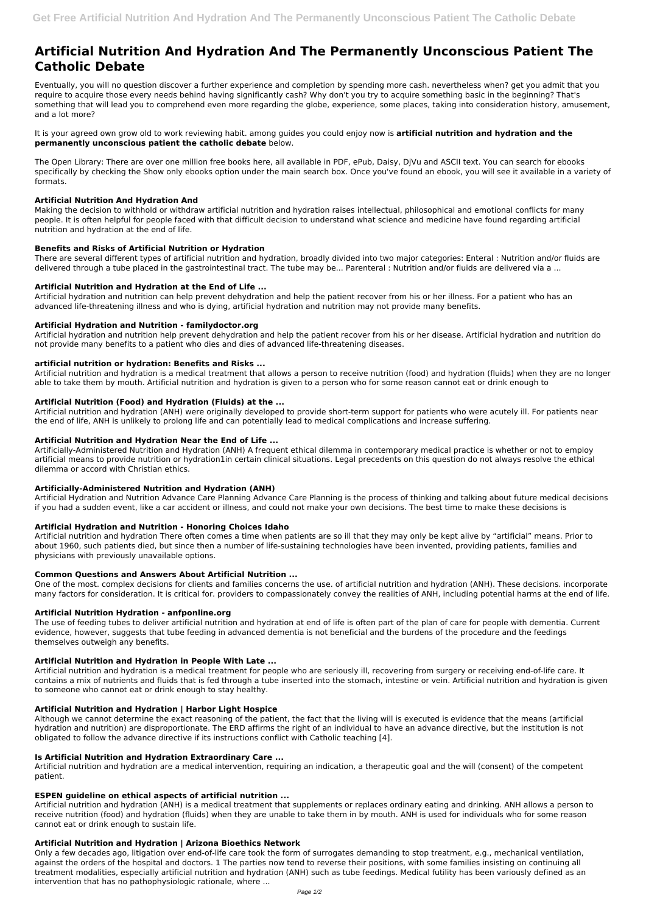# Artificial Nutrition And Hydration And The Permanently Unconscious Patient The Catholic Debate

Eventually, you will no question discover a further experience and completion by spending more cash. nevertheless when? get you admit that you require to acquire those every needs behind having significantly cash? Why don't you try to acquire something basic in the beginning? That's something that will lead you to comprehend even more regarding the globe, experience, some places, taking into consideration history, amusement, and a lot more?

It is your agreed own grow old to work reviewing habit. among guides you could enjoy now is **artificial nutrition and hydration and the permanently unconscious patient the catholic debate** below.

The Open Library: There are over one million free books here, all available in PDF, ePub, Daisy, DjVu and ASCII text. You can search for ebooks specifically by checking the Show only ebooks option under the main search box. Once you've found an ebook, you will see it available in a variety of formats.

### Artificial Nutrition And Hydration And

Making the decision to withhold or withdraw artificial nutrition and hydration raises intellectual, philosophical and emotional conflicts for many people. It is often helpful for people faced with that difficult decision to understand what science and medicine have found regarding artificial nutrition and hydration at the end of life.

### Benefits and Risks of Artificial Nutrition or Hydration

There are several different types of artificial nutrition and hydration, broadly divided into two major categories: Enteral : Nutrition and/or fluids are delivered through a tube placed in the gastrointestinal tract. The tube may be... Parenteral : Nutrition and/or fluids are delivered via a ...

### Artificial Nutrition and Hydration at the End of Life ...

Artificial hydration and nutrition can help prevent dehydration and help the patient recover from his or her illness. For a patient who has an advanced life-threatening illness and who is dying, artificial hydration and nutrition may not provide many benefits.

### Artificial Hydration and Nutrition - familydoctor.org

Artificial hydration and nutrition help prevent dehydration and help the patient recover from his or her disease. Artificial hydration and nutrition do not provide many benefits to a patient who dies and dies of advanced life-threatening diseases.

### artificial nutrition or hydration: Benefits and Risks ...

Artificial nutrition and hydration is a medical treatment that allows a person to receive nutrition (food) and hydration (fluids) when they are no longer able to take them by mouth. Artificial nutrition and hydration is given to a person who for some reason cannot eat or drink enough to

### Artificial Nutrition (Food) and Hydration (Fluids) at the ...

Artificial nutrition and hydration (ANH) were originally developed to provide short-term support for patients who were acutely ill. For patients near the end of life, ANH is unlikely to prolong life and can potentially lead to medical complications and increase suffering.

### Artificial Nutrition and Hydration Near the End of Life ...

Artificially-Administered Nutrition and Hydration (ANH) A frequent ethical dilemma in contemporary medical practice is whether or not to employ artificial means to provide nutrition or hydration1in certain clinical situations. Legal precedents on this question do not always resolve the ethical dilemma or accord with Christian ethics.

### Artificially-Administered Nutrition and Hydration (ANH)

Artificial Hydration and Nutrition Advance Care Planning Advance Care Planning is the process of thinking and talking about future medical decisions if you had a sudden event, like a car accident or illness, and could not make your own decisions. The best time to make these decisions is

### Artificial Hydration and Nutrition - Honoring Choices Idaho

Artificial nutrition and hydration There often comes a time when patients are so ill that they may only be kept alive by "artificial" means. Prior to about 1960, such patients died, but since then a number of life-sustaining technologies have been invented, providing patients, families and physicians with previously unavailable options.

### Common Questions and Answers About Artificial Nutrition ...

One of the most. complex decisions for clients and families concerns the use. of artificial nutrition and hydration (ANH). These decisions. incorporate many factors for consideration. It is critical for. providers to compassionately convey the realities of ANH, including potential harms at the end of life.

### Artificial Nutrition Hydration - anfponline.org

The use of feeding tubes to deliver artificial nutrition and hydration at end of life is often part of the plan of care for people with dementia. Current evidence, however, suggests that tube feeding in advanced dementia is not beneficial and the burdens of the procedure and the feedings themselves outweigh any benefits.

### Artificial Nutrition and Hydration in People With Late ...

Artificial nutrition and hydration is a medical treatment for people who are seriously ill, recovering from surgery or receiving end-of-life care. It contains a mix of nutrients and fluids that is fed through a tube inserted into the stomach, intestine or vein. Artificial nutrition and hydration is given to someone who cannot eat or drink enough to stay healthy.

### Artificial Nutrition and Hydration | Harbor Light Hospice

Although we cannot determine the exact reasoning of the patient, the fact that the living will is executed is evidence that the means (artificial hydration and nutrition) are disproportionate. The ERD affirms the right of an individual to have an advance directive, but the institution is not obligated to follow the advance directive if its instructions conflict with Catholic teaching [4].

### Is Artificial Nutrition and Hydration Extraordinary Care ...

Artificial nutrition and hydration are a medical intervention, requiring an indication, a therapeutic goal and the will (consent) of the competent patient.

### ESPEN guideline on ethical aspects of artificial nutrition ...

Artificial nutrition and hydration (ANH) is a medical treatment that supplements or replaces ordinary eating and drinking. ANH allows a person to receive nutrition (food) and hydration (fluids) when they are unable to take them in by mouth. ANH is used for individuals who for some reason cannot eat or drink enough to sustain life.

### Artificial Nutrition and Hydration | Arizona Bioethics Network

Only a few decades ago, litigation over end-of-life care took the form of surrogates demanding to stop treatment, e.g., mechanical ventilation, against the orders of the hospital and doctors. 1 The parties now tend to reverse their positions, with some families insisting on continuing all treatment modalities, especially artificial nutrition and hydration (ANH) such as tube feedings. Medical futility has been variously defined as an intervention that has no pathophysiologic rationale, where ...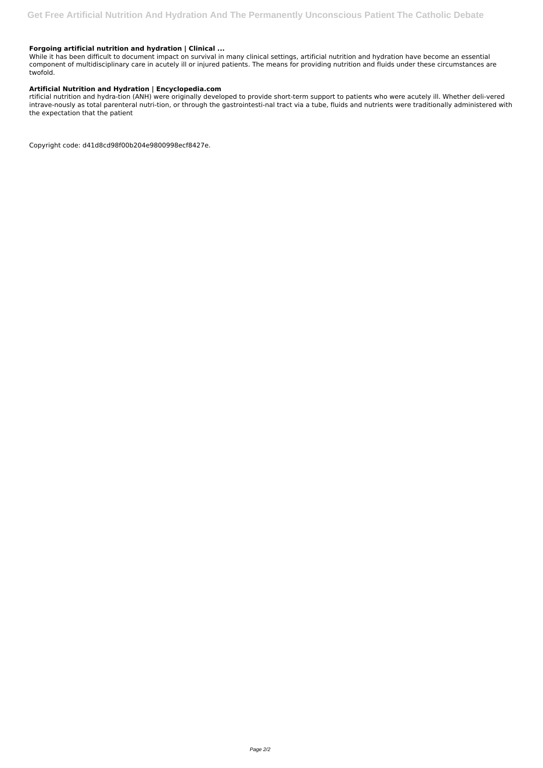**Forgoing artificial nutrition and hydration | Clinical ...**

While it has been difficult to document impact on survival in many clinical settings, artificial nutrition and hydration have become an essential component of multidisciplinary care in acutely ill or injured patients. The means for providing nutrition and fluids under these circumstances are twofold.

**Artificial Nutrition and Hydration | Encyclopedia.com**

rtificial nutrition and hydra-tion (ANH) were originally developed to provide short-term support to patients who were acutely ill. Whether deli-vered intrave-nously as total parenteral nutri-tion, or through the gastrointesti-nal tract via a tube, fluids and nutrients were traditionally administered with the expectation that the patient

Copyright code: d41d8cd98f00b204e9800998ecf8427e.